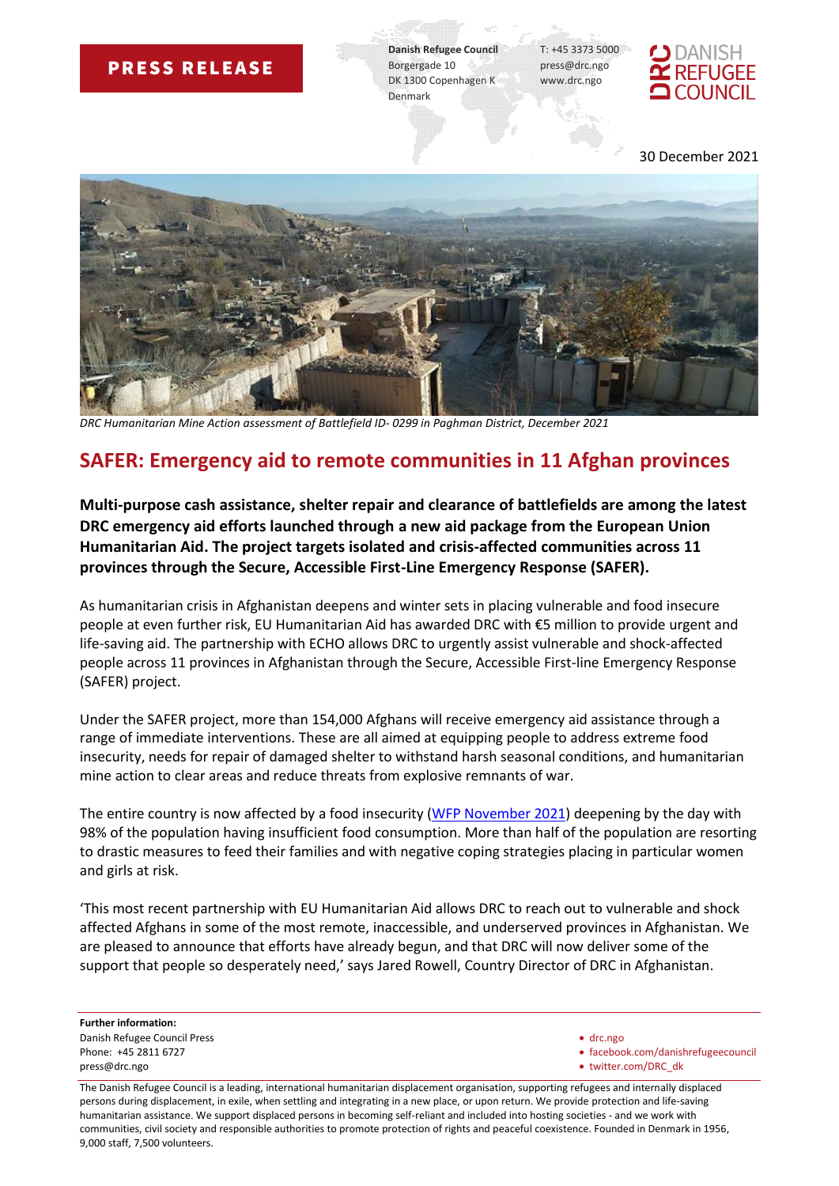**PRESS RELEASE**

**Danish Refugee Council**
Borgergade 10
DK 1300 Copenhagen K
Denmark

T: +45 3373 5000
press@drc.ngo
www.drc.ngo

DANISH REFUGEE COUNCIL

30 December 2021

*DRC Humanitarian Mine Action assessment of Battlefield ID- 0299 in Paghman District, December 2021*

# SAFER: Emergency aid to remote communities in 11 Afghan provinces

**Multi-purpose cash assistance, shelter repair and clearance of battlefields are among the latest DRC emergency aid efforts launched through a new aid package from the European Union Humanitarian Aid. The project targets isolated and crisis-affected communities across 11 provinces through the Secure, Accessible First-Line Emergency Response (SAFER).**

As humanitarian crisis in Afghanistan deepens and winter sets in placing vulnerable and food insecure people at even further risk, EU Humanitarian Aid has awarded DRC with €5 million to provide urgent and life-saving aid. The partnership with ECHO allows DRC to urgently assist vulnerable and shock-affected people across 11 provinces in Afghanistan through the Secure, Accessible First-line Emergency Response (SAFER) project.

Under the SAFER project, more than 154,000 Afghans will receive emergency aid assistance through a range of immediate interventions. These are all aimed at equipping people to address extreme food insecurity, needs for repair of damaged shelter to withstand harsh seasonal conditions, and humanitarian mine action to clear areas and reduce threats from explosive remnants of war.

The entire country is now affected by a food insecurity (WFP November 2021) deepening by the day with 98% of the population having insufficient food consumption. More than half of the population are resorting to drastic measures to feed their families and with negative coping strategies placing in particular women and girls at risk.

'This most recent partnership with EU Humanitarian Aid allows DRC to reach out to vulnerable and shock affected Afghans in some of the most remote, inaccessible, and underserved provinces in Afghanistan. We are pleased to announce that efforts have already begun, and that DRC will now deliver some of the support that people so desperately need,' says Jared Rowell, Country Director of DRC in Afghanistan.

**Further information:**
Danish Refugee Council Press
Phone: +45 2811 6727
press@drc.ngo

- drc.ngo
- facebook.com/danishrefugeecouncil
- twitter.com/DRC_dk

The Danish Refugee Council is a leading, international humanitarian displacement organisation, supporting refugees and internally displaced persons during displacement, in exile, when settling and integrating in a new place, or upon return. We provide protection and life-saving humanitarian assistance. We support displaced persons in becoming self-reliant and included into hosting societies - and we work with communities, civil society and responsible authorities to promote protection of rights and peaceful coexistence. Founded in Denmark in 1956, 9,000 staff, 7,500 volunteers.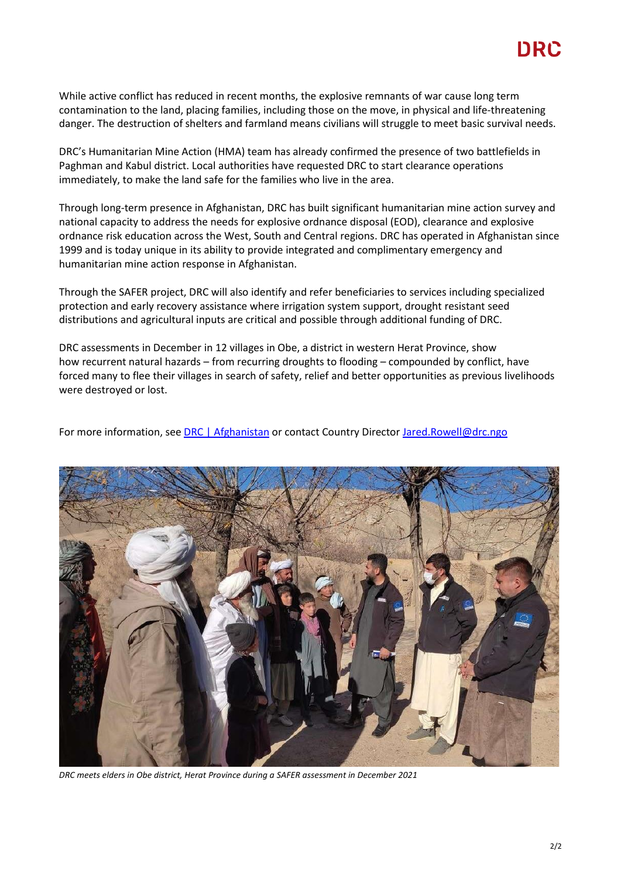While active conflict has reduced in recent months, the explosive remnants of war cause long term contamination to the land, placing families, including those on the move, in physical and life-threatening danger. The destruction of shelters and farmland means civilians will struggle to meet basic survival needs.

DRC's Humanitarian Mine Action (HMA) team has already confirmed the presence of two battlefields in Paghman and Kabul district. Local authorities have requested DRC to start clearance operations immediately, to make the land safe for the families who live in the area.

Through long-term presence in Afghanistan, DRC has built significant humanitarian mine action survey and national capacity to address the needs for explosive ordnance disposal (EOD), clearance and explosive ordnance risk education across the West, South and Central regions. DRC has operated in Afghanistan since 1999 and is today unique in its ability to provide integrated and complimentary emergency and humanitarian mine action response in Afghanistan.

Through the SAFER project, DRC will also identify and refer beneficiaries to services including specialized protection and early recovery assistance where irrigation system support, drought resistant seed distributions and agricultural inputs are critical and possible through additional funding of DRC.

DRC assessments in December in 12 villages in Obe, a district in western Herat Province, show how recurrent natural hazards – from recurring droughts to flooding – compounded by conflict, have forced many to flee their villages in search of safety, relief and better opportunities as previous livelihoods were destroyed or lost.

For more information, see [DRC | Afghanistan]() or contact Country Director [Jared.Rowell@drc.ngo]()

*DRC meets elders in Obe district, Herat Province during a SAFER assessment in December 2021*